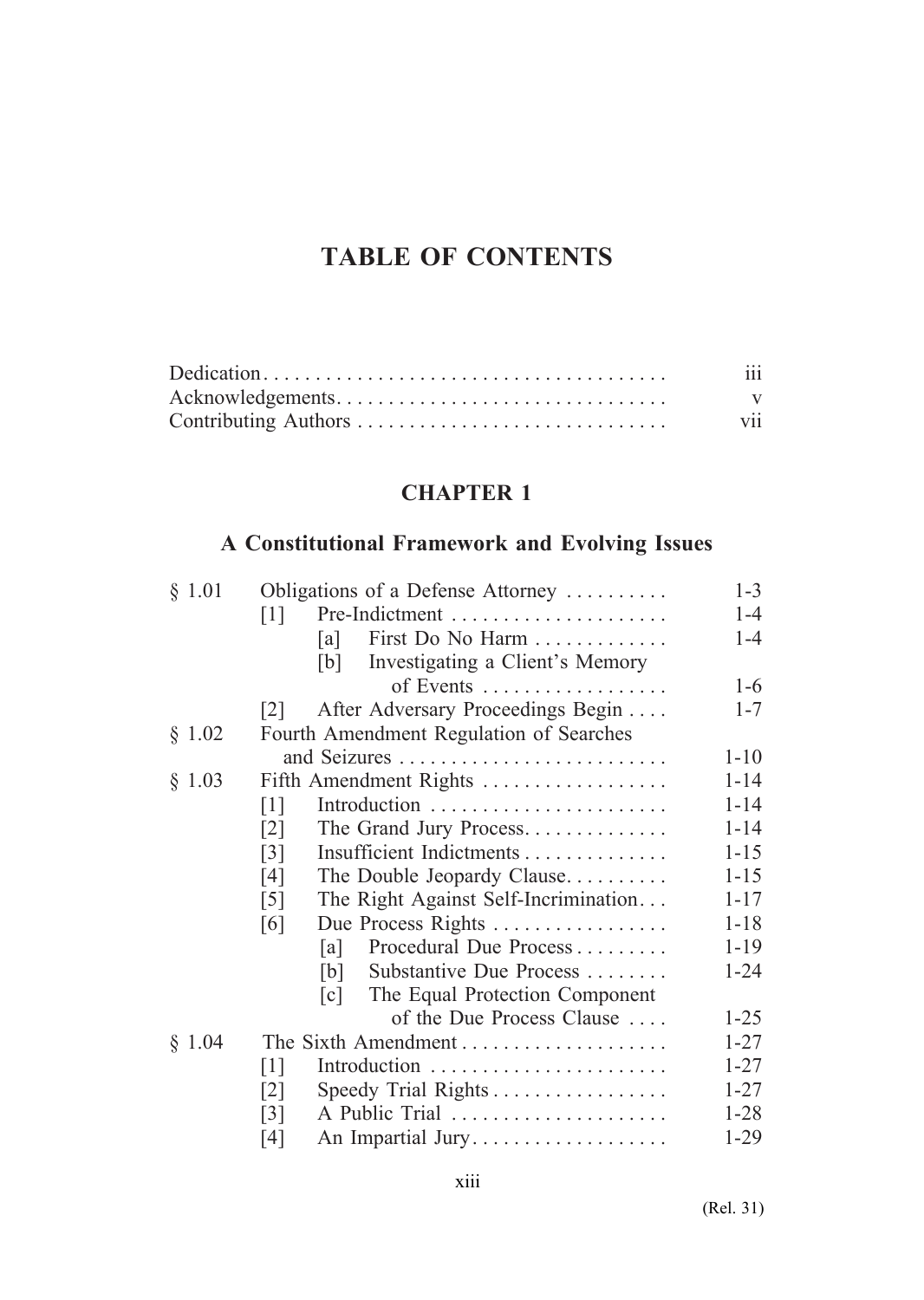# TABLE OF CONTENTS

| | |
|---|---|
| Dedication | iii |
| Acknowledgements | v |
| Contributing Authors | vii |

## CHAPTER 1

## A Constitutional Framework and Evolving Issues

| | | |
|---|---|---|
| § 1.01 | Obligations of a Defense Attorney | 1-3 |
| | [1] Pre-Indictment | 1-4 |
| | [a] First Do No Harm | 1-4 |
| | [b] Investigating a Client's Memory of Events | 1-6 |
| | [2] After Adversary Proceedings Begin | 1-7 |
| § 1.02 | Fourth Amendment Regulation of Searches and Seizures | 1-10 |
| § 1.03 | Fifth Amendment Rights | 1-14 |
| | [1] Introduction | 1-14 |
| | [2] The Grand Jury Process | 1-14 |
| | [3] Insufficient Indictments | 1-15 |
| | [4] The Double Jeopardy Clause | 1-15 |
| | [5] The Right Against Self-Incrimination | 1-17 |
| | [6] Due Process Rights | 1-18 |
| | [a] Procedural Due Process | 1-19 |
| | [b] Substantive Due Process | 1-24 |
| | [c] The Equal Protection Component of the Due Process Clause | 1-25 |
| § 1.04 | The Sixth Amendment | 1-27 |
| | [1] Introduction | 1-27 |
| | [2] Speedy Trial Rights | 1-27 |
| | [3] A Public Trial | 1-28 |
| | [4] An Impartial Jury | 1-29 |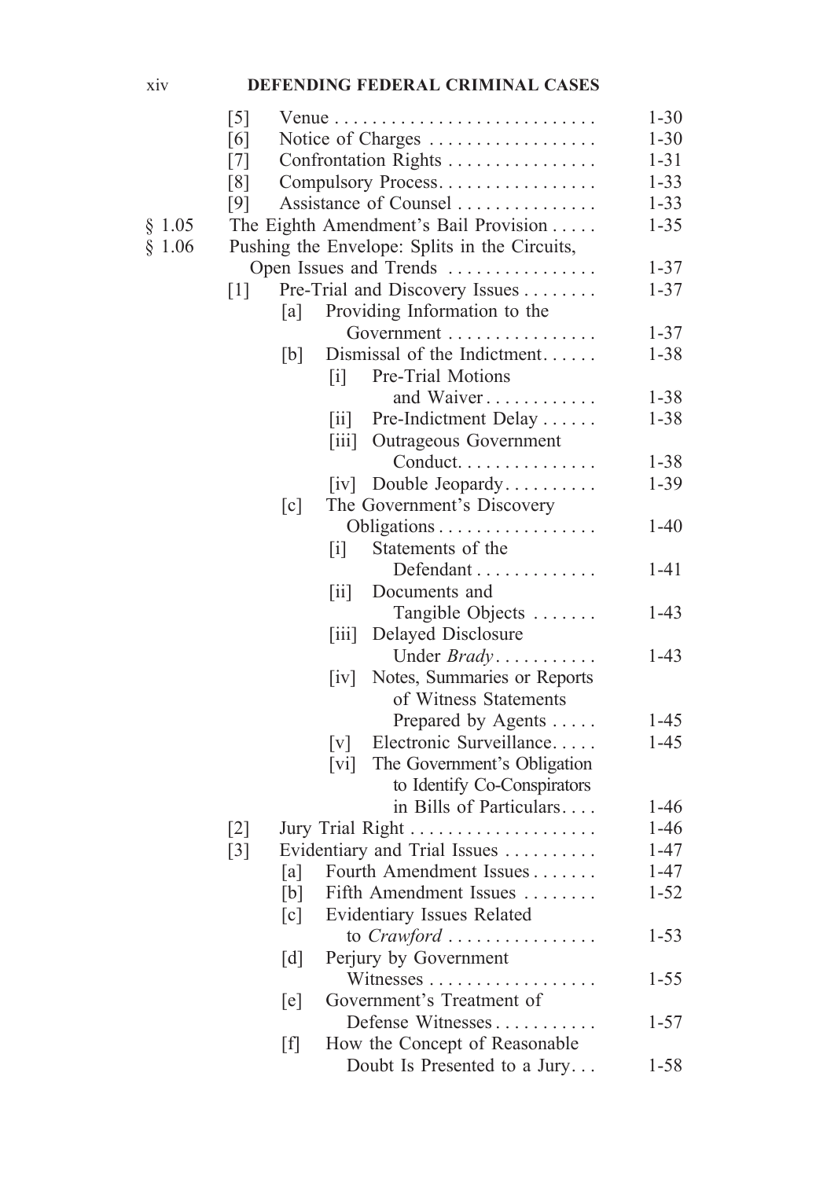| | | | | | |
|---|---|---|---|---|---|
| | [5] | Venue | | | 1-30 |
| | [6] | Notice of Charges | | | 1-30 |
| | [7] | Confrontation Rights | | | 1-31 |
| | [8] | Compulsory Process | | | 1-33 |
| | [9] | Assistance of Counsel | | | 1-33 |
| § 1.05 | The Eighth Amendment's Bail Provision | | | | 1-35 |
| § 1.06 | Pushing the Envelope: Splits in the Circuits, Open Issues and Trends | | | | 1-37 |
| | [1] | Pre-Trial and Discovery Issues | | | 1-37 |
| | | [a] | Providing Information to the Government | | 1-37 |
| | | [b] | Dismissal of the Indictment | | 1-38 |
| | | | [i] | Pre-Trial Motions and Waiver | 1-38 |
| | | | [ii] | Pre-Indictment Delay | 1-38 |
| | | | [iii] | Outrageous Government Conduct | 1-38 |
| | | | [iv] | Double Jeopardy | 1-39 |
| | | [c] | The Government's Discovery Obligations | | 1-40 |
| | | | [i] | Statements of the Defendant | 1-41 |
| | | | [ii] | Documents and Tangible Objects | 1-43 |
| | | | [iii] | Delayed Disclosure Under *Brady* | 1-43 |
| | | | [iv] | Notes, Summaries or Reports of Witness Statements Prepared by Agents | 1-45 |
| | | | [v] | Electronic Surveillance | 1-45 |
| | | | [vi] | The Government's Obligation to Identify Co-Conspirators in Bills of Particulars | 1-46 |
| | [2] | Jury Trial Right | | | 1-46 |
| | [3] | Evidentiary and Trial Issues | | | 1-47 |
| | | [a] | Fourth Amendment Issues | | 1-47 |
| | | [b] | Fifth Amendment Issues | | 1-52 |
| | | [c] | Evidentiary Issues Related to *Crawford* | | 1-53 |
| | | [d] | Perjury by Government Witnesses | | 1-55 |
| | | [e] | Government's Treatment of Defense Witnesses | | 1-57 |
| | | [f] | How the Concept of Reasonable Doubt Is Presented to a Jury | | 1-58 |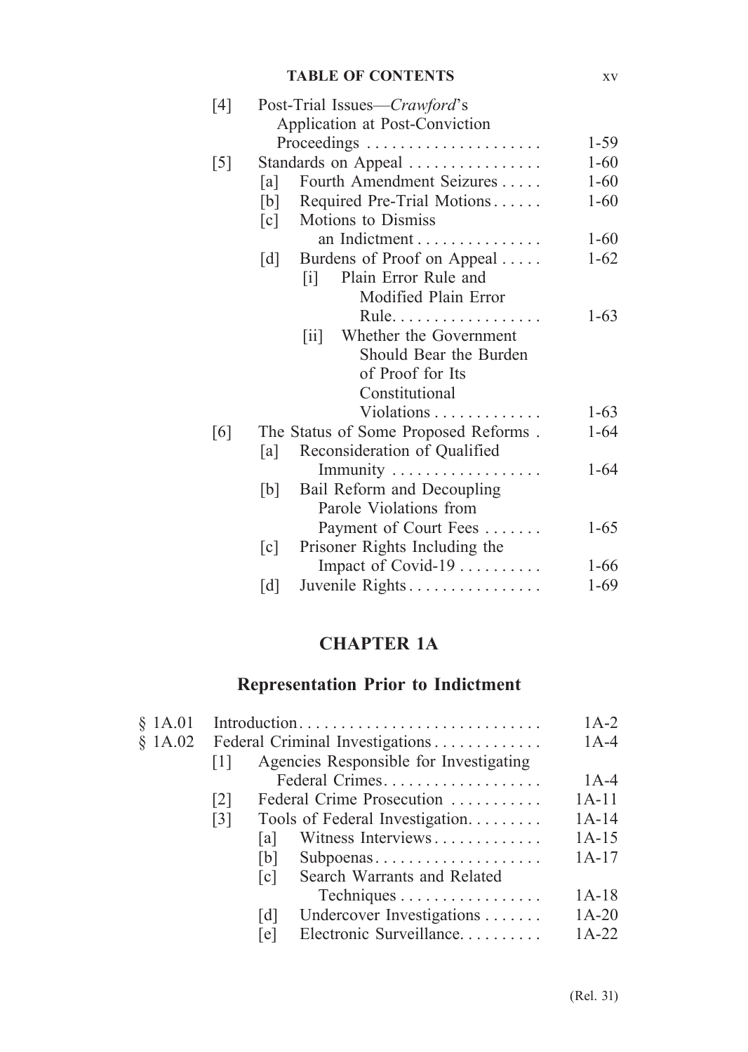| | | | |
|---|---|---|---|
| [4] | Post-Trial Issues—*Crawford*'s Application at Post-Conviction Proceedings | | 1-59 |
| [5] | Standards on Appeal | | 1-60 |
| | [a] | Fourth Amendment Seizures | 1-60 |
| | [b] | Required Pre-Trial Motions | 1-60 |
| | [c] | Motions to Dismiss an Indictment | 1-60 |
| | [d] | Burdens of Proof on Appeal | 1-62 |
| | | [i] Plain Error Rule and Modified Plain Error Rule | 1-63 |
| | | [ii] Whether the Government Should Bear the Burden of Proof for Its Constitutional Violations | 1-63 |
| [6] | The Status of Some Proposed Reforms | | 1-64 |
| | [a] | Reconsideration of Qualified Immunity | 1-64 |
| | [b] | Bail Reform and Decoupling Parole Violations from Payment of Court Fees | 1-65 |
| | [c] | Prisoner Rights Including the Impact of Covid-19 | 1-66 |
| | [d] | Juvenile Rights | 1-69 |

# CHAPTER 1A

## Representation Prior to Indictment

| | | | |
|---|---|---|---|
| § 1A.01 | Introduction | | 1A-2 |
| § 1A.02 | Federal Criminal Investigations | | 1A-4 |
| | [1] | Agencies Responsible for Investigating Federal Crimes | 1A-4 |
| | [2] | Federal Crime Prosecution | 1A-11 |
| | [3] | Tools of Federal Investigation | 1A-14 |
| | | [a] Witness Interviews | 1A-15 |
| | | [b] Subpoenas | 1A-17 |
| | | [c] Search Warrants and Related Techniques | 1A-18 |
| | | [d] Undercover Investigations | 1A-20 |
| | | [e] Electronic Surveillance | 1A-22 |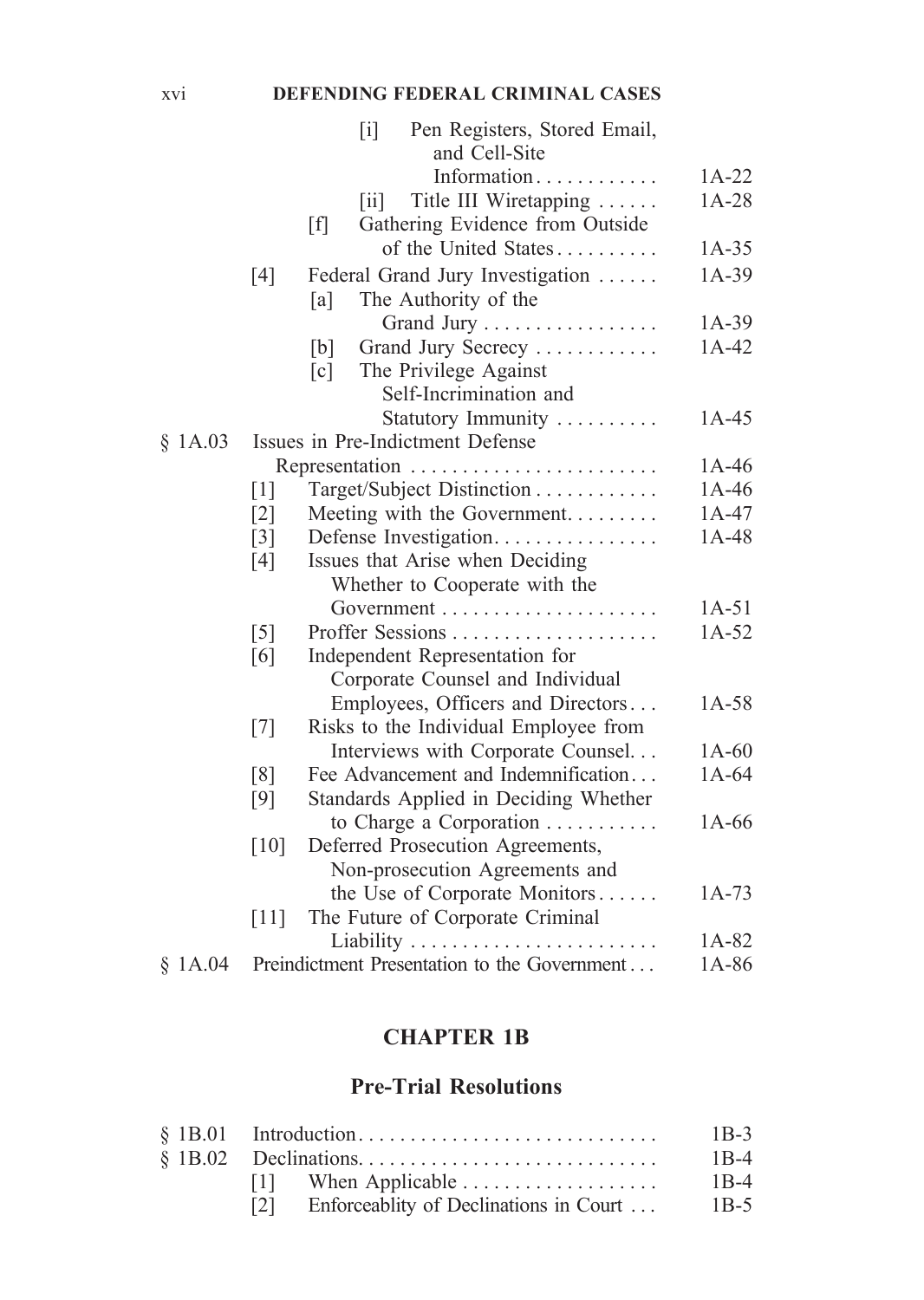| | | |
|---|---|---|
| | [i] Pen Registers, Stored Email, and Cell-Site Information | 1A-22 |
| | [ii] Title III Wiretapping | 1A-28 |
| | [f] Gathering Evidence from Outside of the United States | 1A-35 |
| | [4] Federal Grand Jury Investigation | 1A-39 |
| | [a] The Authority of the Grand Jury | 1A-39 |
| | [b] Grand Jury Secrecy | 1A-42 |
| | [c] The Privilege Against Self-Incrimination and Statutory Immunity | 1A-45 |
| § 1A.03 | Issues in Pre-Indictment Defense Representation | 1A-46 |
| | [1] Target/Subject Distinction | 1A-46 |
| | [2] Meeting with the Government | 1A-47 |
| | [3] Defense Investigation | 1A-48 |
| | [4] Issues that Arise when Deciding Whether to Cooperate with the Government | 1A-51 |
| | [5] Proffer Sessions | 1A-52 |
| | [6] Independent Representation for Corporate Counsel and Individual Employees, Officers and Directors | 1A-58 |
| | [7] Risks to the Individual Employee from Interviews with Corporate Counsel | 1A-60 |
| | [8] Fee Advancement and Indemnification | 1A-64 |
| | [9] Standards Applied in Deciding Whether to Charge a Corporation | 1A-66 |
| | [10] Deferred Prosecution Agreements, Non-prosecution Agreements and the Use of Corporate Monitors | 1A-73 |
| | [11] The Future of Corporate Criminal Liability | 1A-82 |
| § 1A.04 | Preindictment Presentation to the Government | 1A-86 |

## CHAPTER 1B

## Pre-Trial Resolutions

| | | |
|---|---|---|
| § 1B.01 | Introduction | 1B-3 |
| § 1B.02 | Declinations | 1B-4 |
| | [1] When Applicable | 1B-4 |
| | [2] Enforceablity of Declinations in Court | 1B-5 |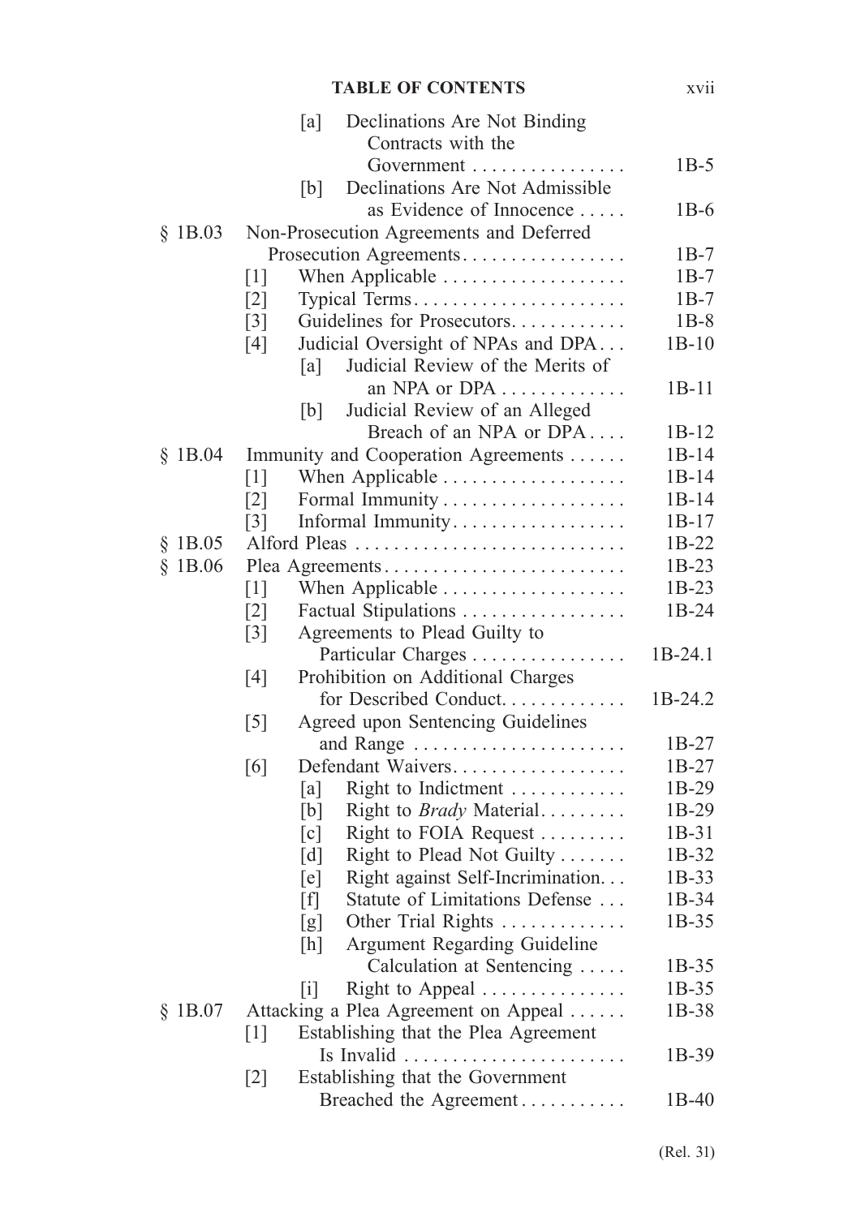| | | | |
|---|---|---|---|
| | | [a] Declinations Are Not Binding Contracts with the Government | 1B-5 |
| | | [b] Declinations Are Not Admissible as Evidence of Innocence | 1B-6 |
| § 1B.03 | Non-Prosecution Agreements and Deferred Prosecution Agreements | | 1B-7 |
| | [1] | When Applicable | 1B-7 |
| | [2] | Typical Terms | 1B-7 |
| | [3] | Guidelines for Prosecutors | 1B-8 |
| | [4] | Judicial Oversight of NPAs and DPA | 1B-10 |
| | | [a] Judicial Review of the Merits of an NPA or DPA | 1B-11 |
| | | [b] Judicial Review of an Alleged Breach of an NPA or DPA | 1B-12 |
| § 1B.04 | Immunity and Cooperation Agreements | | 1B-14 |
| | [1] | When Applicable | 1B-14 |
| | [2] | Formal Immunity | 1B-14 |
| | [3] | Informal Immunity | 1B-17 |
| § 1B.05 | Alford Pleas | | 1B-22 |
| § 1B.06 | Plea Agreements | | 1B-23 |
| | [1] | When Applicable | 1B-23 |
| | [2] | Factual Stipulations | 1B-24 |
| | [3] | Agreements to Plead Guilty to Particular Charges | 1B-24.1 |
| | [4] | Prohibition on Additional Charges for Described Conduct | 1B-24.2 |
| | [5] | Agreed upon Sentencing Guidelines and Range | 1B-27 |
| | [6] | Defendant Waivers | 1B-27 |
| | | [a] Right to Indictment | 1B-29 |
| | | [b] Right to *Brady* Material | 1B-29 |
| | | [c] Right to FOIA Request | 1B-31 |
| | | [d] Right to Plead Not Guilty | 1B-32 |
| | | [e] Right against Self-Incrimination | 1B-33 |
| | | [f] Statute of Limitations Defense | 1B-34 |
| | | [g] Other Trial Rights | 1B-35 |
| | | [h] Argument Regarding Guideline Calculation at Sentencing | 1B-35 |
| | | [i] Right to Appeal | 1B-35 |
| § 1B.07 | Attacking a Plea Agreement on Appeal | | 1B-38 |
| | [1] | Establishing that the Plea Agreement Is Invalid | 1B-39 |
| | [2] | Establishing that the Government Breached the Agreement | 1B-40 |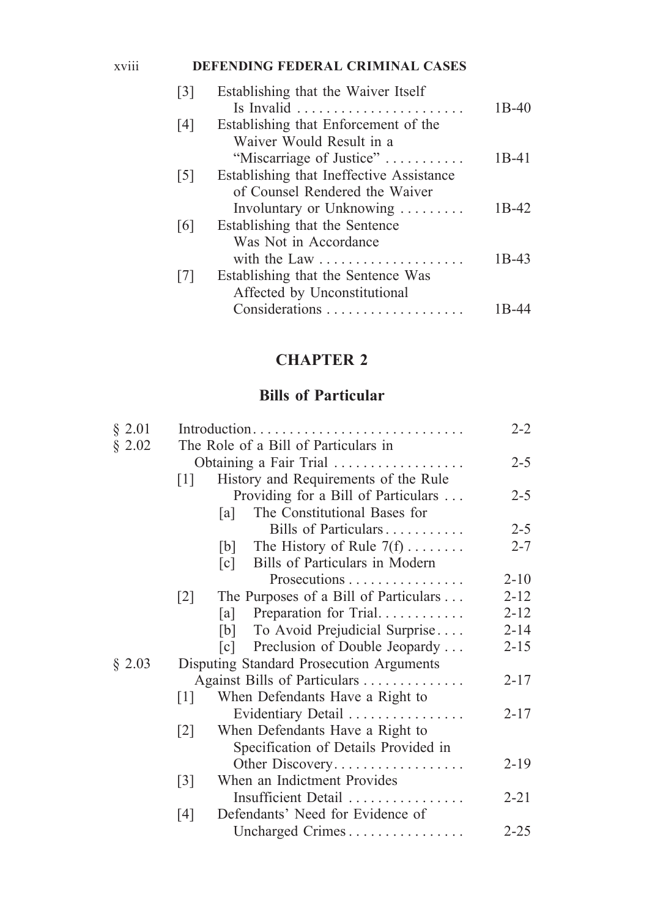| | | |
|---|---|---|
| [3] | Establishing that the Waiver Itself Is Invalid | 1B-40 |
| [4] | Establishing that Enforcement of the Waiver Would Result in a "Miscarriage of Justice" | 1B-41 |
| [5] | Establishing that Ineffective Assistance of Counsel Rendered the Waiver Involuntary or Unknowing | 1B-42 |
| [6] | Establishing that the Sentence Was Not in Accordance with the Law | 1B-43 |
| [7] | Establishing that the Sentence Was Affected by Unconstitutional Considerations | 1B-44 |

## CHAPTER 2

## Bills of Particular

| | | |
|---|---|---|
| § 2.01 | Introduction | 2-2 |
| § 2.02 | The Role of a Bill of Particulars in Obtaining a Fair Trial | 2-5 |
| | [1] History and Requirements of the Rule Providing for a Bill of Particulars | 2-5 |
| | [a] The Constitutional Bases for Bills of Particulars | 2-5 |
| | [b] The History of Rule 7(f) | 2-7 |
| | [c] Bills of Particulars in Modern Prosecutions | 2-10 |
| | [2] The Purposes of a Bill of Particulars | 2-12 |
| | [a] Preparation for Trial | 2-12 |
| | [b] To Avoid Prejudicial Surprise | 2-14 |
| | [c] Preclusion of Double Jeopardy | 2-15 |
| § 2.03 | Disputing Standard Prosecution Arguments Against Bills of Particulars | 2-17 |
| | [1] When Defendants Have a Right to Evidentiary Detail | 2-17 |
| | [2] When Defendants Have a Right to Specification of Details Provided in Other Discovery | 2-19 |
| | [3] When an Indictment Provides Insufficient Detail | 2-21 |
| | [4] Defendants' Need for Evidence of Uncharged Crimes | 2-25 |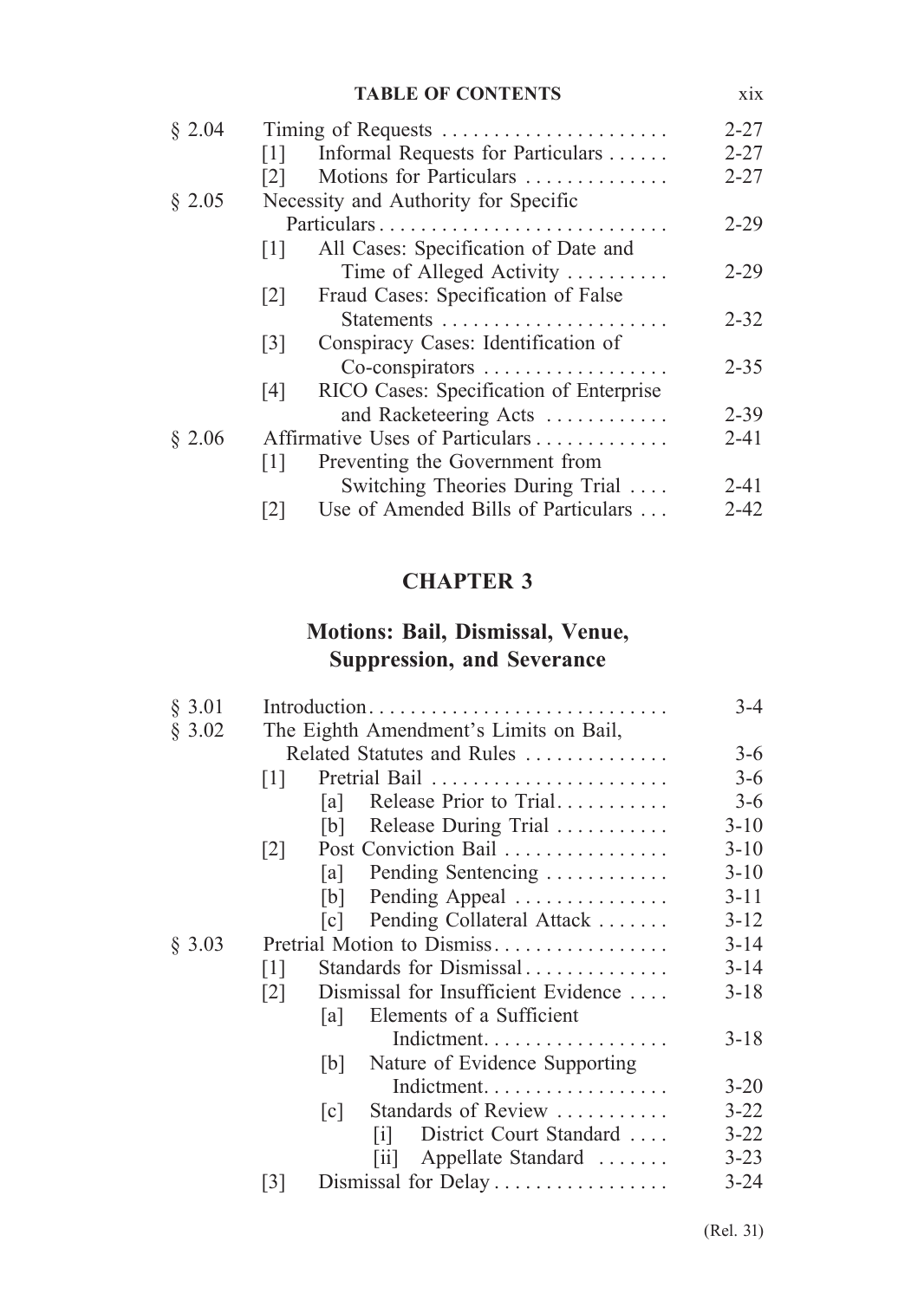| | | |
|---|---|---|
| § 2.04 | Timing of Requests | 2-27 |
| | [1] Informal Requests for Particulars | 2-27 |
| | [2] Motions for Particulars | 2-27 |
| § 2.05 | Necessity and Authority for Specific Particulars | 2-29 |
| | [1] All Cases: Specification of Date and Time of Alleged Activity | 2-29 |
| | [2] Fraud Cases: Specification of False Statements | 2-32 |
| | [3] Conspiracy Cases: Identification of Co-conspirators | 2-35 |
| | [4] RICO Cases: Specification of Enterprise and Racketeering Acts | 2-39 |
| § 2.06 | Affirmative Uses of Particulars | 2-41 |
| | [1] Preventing the Government from Switching Theories During Trial | 2-41 |
| | [2] Use of Amended Bills of Particulars | 2-42 |

# CHAPTER 3

## Motions: Bail, Dismissal, Venue, Suppression, and Severance

| | | |
|---|---|---|
| § 3.01 | Introduction | 3-4 |
| § 3.02 | The Eighth Amendment's Limits on Bail, Related Statutes and Rules | 3-6 |
| | [1] Pretrial Bail | 3-6 |
| | [a] Release Prior to Trial | 3-6 |
| | [b] Release During Trial | 3-10 |
| | [2] Post Conviction Bail | 3-10 |
| | [a] Pending Sentencing | 3-10 |
| | [b] Pending Appeal | 3-11 |
| | [c] Pending Collateral Attack | 3-12 |
| § 3.03 | Pretrial Motion to Dismiss | 3-14 |
| | [1] Standards for Dismissal | 3-14 |
| | [2] Dismissal for Insufficient Evidence | 3-18 |
| | [a] Elements of a Sufficient Indictment | 3-18 |
| | [b] Nature of Evidence Supporting Indictment | 3-20 |
| | [c] Standards of Review | 3-22 |
| | [i] District Court Standard | 3-22 |
| | [ii] Appellate Standard | 3-23 |
| | [3] Dismissal for Delay | 3-24 |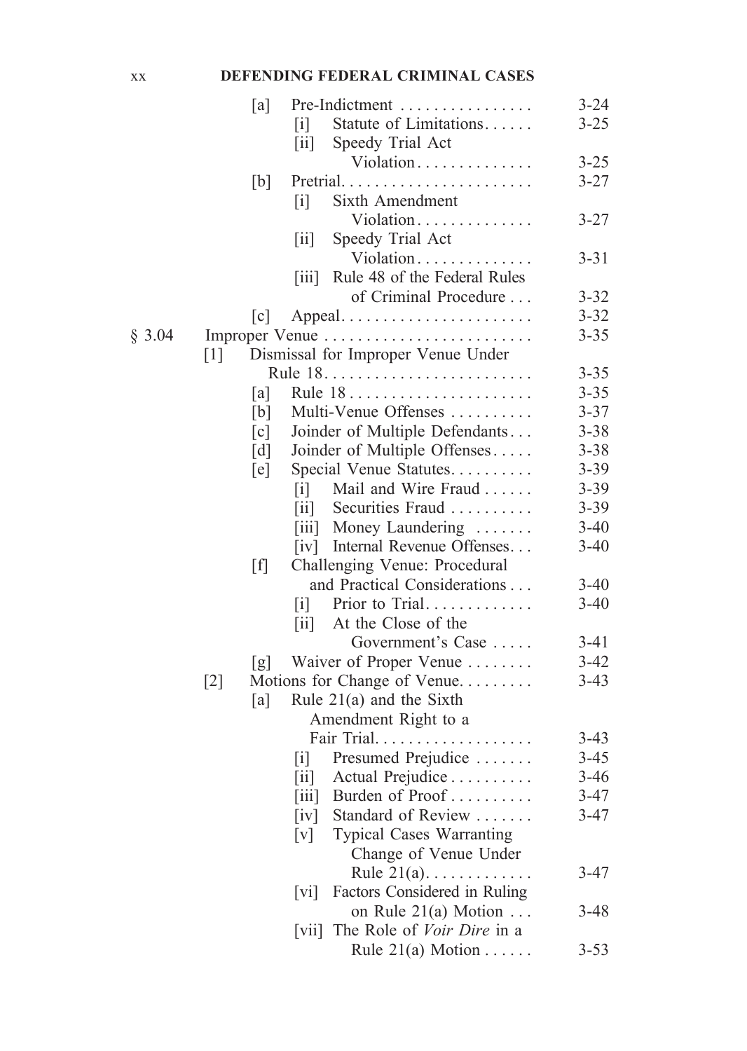| | | | | |
|---|---|---|---|---|
| | | [a] | Pre-Indictment | 3-24 |
| | | | [i] Statute of Limitations | 3-25 |
| | | | [ii] Speedy Trial Act Violation | 3-25 |
| | | [b] | Pretrial | 3-27 |
| | | | [i] Sixth Amendment Violation | 3-27 |
| | | | [ii] Speedy Trial Act Violation | 3-31 |
| | | | [iii] Rule 48 of the Federal Rules of Criminal Procedure | 3-32 |
| | | [c] | Appeal | 3-32 |
| § 3.04 | Improper Venue | | | 3-35 |
| | [1] | Dismissal for Improper Venue Under Rule 18 | | 3-35 |
| | | [a] | Rule 18 | 3-35 |
| | | [b] | Multi-Venue Offenses | 3-37 |
| | | [c] | Joinder of Multiple Defendants | 3-38 |
| | | [d] | Joinder of Multiple Offenses | 3-38 |
| | | [e] | Special Venue Statutes | 3-39 |
| | | | [i] Mail and Wire Fraud | 3-39 |
| | | | [ii] Securities Fraud | 3-39 |
| | | | [iii] Money Laundering | 3-40 |
| | | | [iv] Internal Revenue Offenses | 3-40 |
| | | [f] | Challenging Venue: Procedural and Practical Considerations | 3-40 |
| | | | [i] Prior to Trial | 3-40 |
| | | | [ii] At the Close of the Government's Case | 3-41 |
| | | [g] | Waiver of Proper Venue | 3-42 |
| | [2] | Motions for Change of Venue | | 3-43 |
| | | [a] | Rule 21(a) and the Sixth Amendment Right to a Fair Trial | 3-43 |
| | | | [i] Presumed Prejudice | 3-45 |
| | | | [ii] Actual Prejudice | 3-46 |
| | | | [iii] Burden of Proof | 3-47 |
| | | | [iv] Standard of Review | 3-47 |
| | | | [v] Typical Cases Warranting Change of Venue Under Rule 21(a) | 3-47 |
| | | | [vi] Factors Considered in Ruling on Rule 21(a) Motion | 3-48 |
| | | | [vii] The Role of *Voir Dire* in a Rule 21(a) Motion | 3-53 |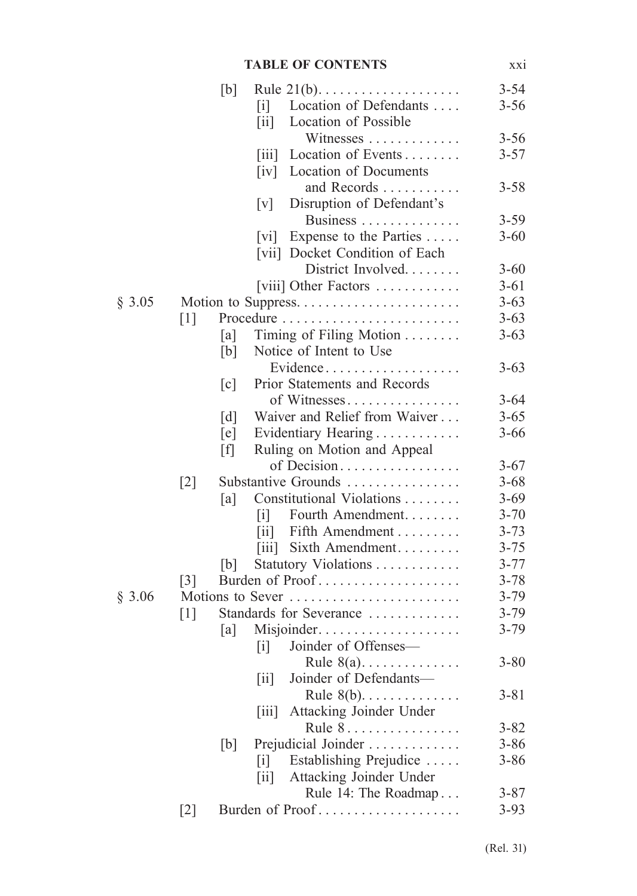| | | | | |
|---|---|---|---|---|
| | | [b] | Rule 21(b) | 3-54 |
| | | | [i] Location of Defendants | 3-56 |
| | | | [ii] Location of Possible Witnesses | 3-56 |
| | | | [iii] Location of Events | 3-57 |
| | | | [iv] Location of Documents and Records | 3-58 |
| | | | [v] Disruption of Defendant's Business | 3-59 |
| | | | [vi] Expense to the Parties | 3-60 |
| | | | [vii] Docket Condition of Each District Involved | 3-60 |
| | | | [viii] Other Factors | 3-61 |
| § 3.05 | Motion to Suppress | | | 3-63 |
| | [1] | Procedure | | 3-63 |
| | | [a] | Timing of Filing Motion | 3-63 |
| | | [b] | Notice of Intent to Use Evidence | 3-63 |
| | | [c] | Prior Statements and Records of Witnesses | 3-64 |
| | | [d] | Waiver and Relief from Waiver | 3-65 |
| | | [e] | Evidentiary Hearing | 3-66 |
| | | [f] | Ruling on Motion and Appeal of Decision | 3-67 |
| | [2] | Substantive Grounds | | 3-68 |
| | | [a] | Constitutional Violations | 3-69 |
| | | | [i] Fourth Amendment | 3-70 |
| | | | [ii] Fifth Amendment | 3-73 |
| | | | [iii] Sixth Amendment | 3-75 |
| | | [b] | Statutory Violations | 3-77 |
| | [3] | Burden of Proof | | 3-78 |
| § 3.06 | Motions to Sever | | | 3-79 |
| | [1] | Standards for Severance | | 3-79 |
| | | [a] | Misjoinder | 3-79 |
| | | | [i] Joinder of Offenses—Rule 8(a) | 3-80 |
| | | | [ii] Joinder of Defendants—Rule 8(b) | 3-81 |
| | | | [iii] Attacking Joinder Under Rule 8 | 3-82 |
| | | [b] | Prejudicial Joinder | 3-86 |
| | | | [i] Establishing Prejudice | 3-86 |
| | | | [ii] Attacking Joinder Under Rule 14: The Roadmap | 3-87 |
| | [2] | Burden of Proof | | 3-93 |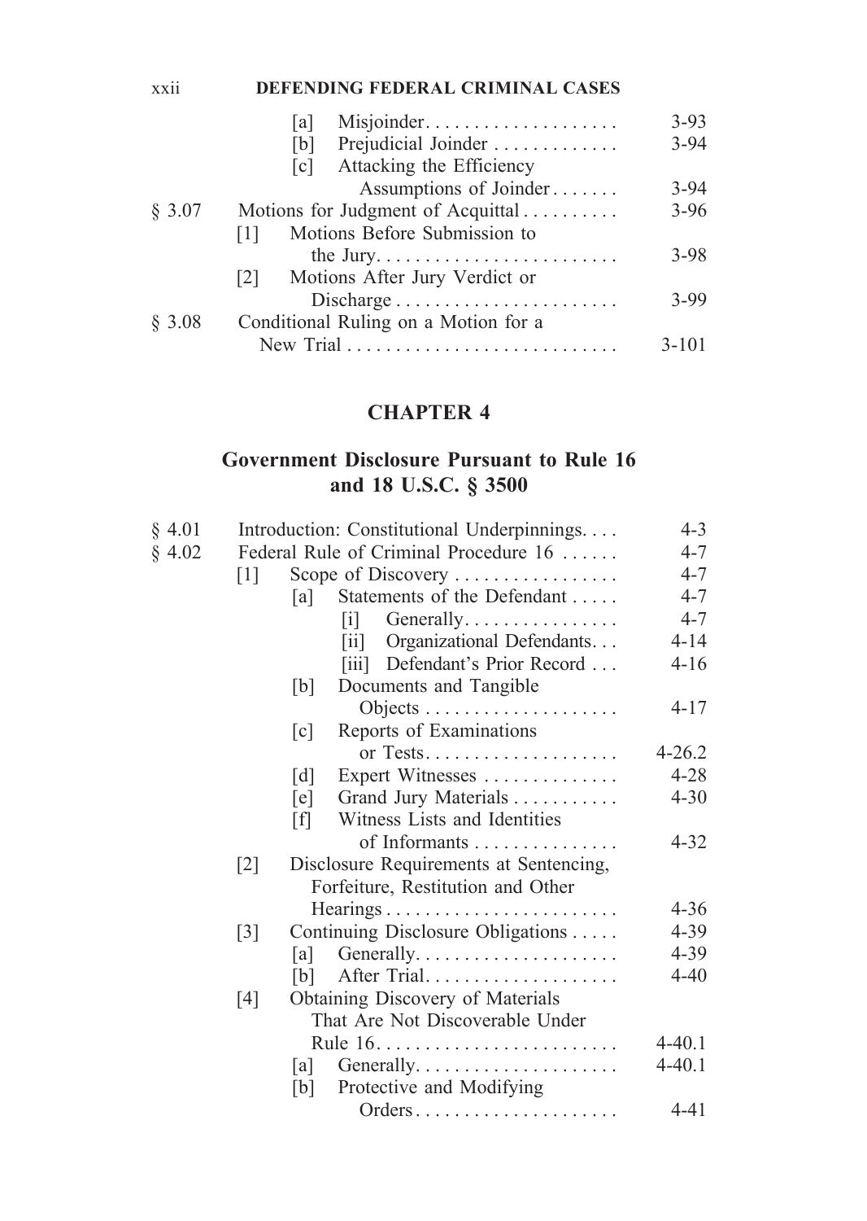| | | |
|---|---|---|
| | [a] Misjoinder | 3-93 |
| | [b] Prejudicial Joinder | 3-94 |
| | [c] Attacking the Efficiency Assumptions of Joinder | 3-94 |
| § 3.07 | Motions for Judgment of Acquittal | 3-96 |
| | [1] Motions Before Submission to the Jury | 3-98 |
| | [2] Motions After Jury Verdict or Discharge | 3-99 |
| § 3.08 | Conditional Ruling on a Motion for a New Trial | 3-101 |

## CHAPTER 4

## Government Disclosure Pursuant to Rule 16 and 18 U.S.C. § 3500

| | | |
|---|---|---|
| § 4.01 | Introduction: Constitutional Underpinnings | 4-3 |
| § 4.02 | Federal Rule of Criminal Procedure 16 | 4-7 |
| | [1] Scope of Discovery | 4-7 |
| | [a] Statements of the Defendant | 4-7 |
| | [i] Generally | 4-7 |
| | [ii] Organizational Defendants | 4-14 |
| | [iii] Defendant's Prior Record | 4-16 |
| | [b] Documents and Tangible Objects | 4-17 |
| | [c] Reports of Examinations or Tests | 4-26.2 |
| | [d] Expert Witnesses | 4-28 |
| | [e] Grand Jury Materials | 4-30 |
| | [f] Witness Lists and Identities of Informants | 4-32 |
| | [2] Disclosure Requirements at Sentencing, Forfeiture, Restitution and Other Hearings | 4-36 |
| | [3] Continuing Disclosure Obligations | 4-39 |
| | [a] Generally | 4-39 |
| | [b] After Trial | 4-40 |
| | [4] Obtaining Discovery of Materials That Are Not Discoverable Under Rule 16 | 4-40.1 |
| | [a] Generally | 4-40.1 |
| | [b] Protective and Modifying Orders | 4-41 |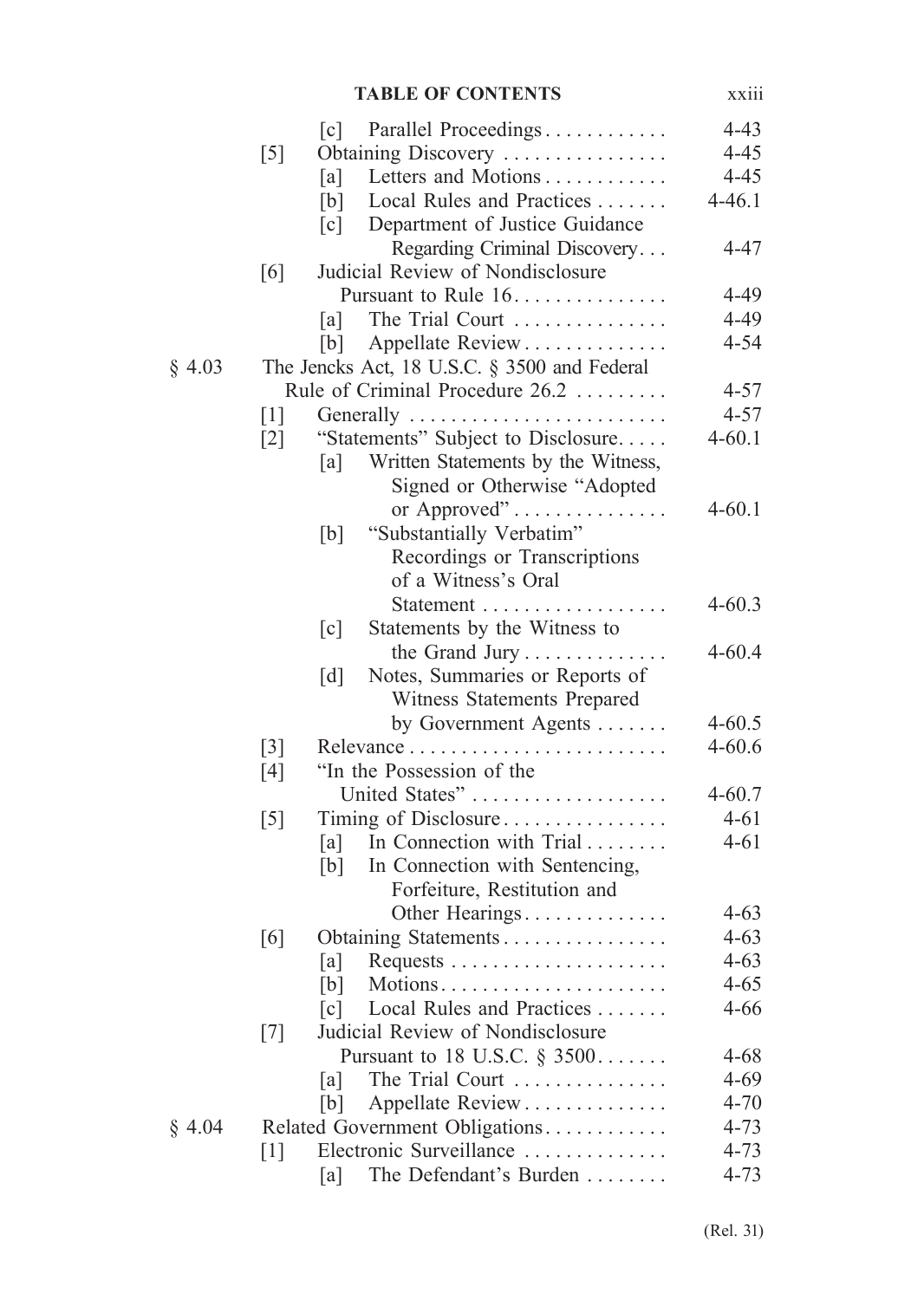| | | | |
|---|---|---|---|
| | | [c] Parallel Proceedings | 4-43 |
| | [5] | Obtaining Discovery | 4-45 |
| | | [a] Letters and Motions | 4-45 |
| | | [b] Local Rules and Practices | 4-46.1 |
| | | [c] Department of Justice Guidance Regarding Criminal Discovery | 4-47 |
| | [6] | Judicial Review of Nondisclosure Pursuant to Rule 16 | 4-49 |
| | | [a] The Trial Court | 4-49 |
| | | [b] Appellate Review | 4-54 |
| § 4.03 | | The Jencks Act, 18 U.S.C. § 3500 and Federal Rule of Criminal Procedure 26.2 | 4-57 |
| | [1] | Generally | 4-57 |
| | [2] | "Statements" Subject to Disclosure | 4-60.1 |
| | | [a] Written Statements by the Witness, Signed or Otherwise "Adopted or Approved" | 4-60.1 |
| | | [b] "Substantially Verbatim" Recordings or Transcriptions of a Witness's Oral Statement | 4-60.3 |
| | | [c] Statements by the Witness to the Grand Jury | 4-60.4 |
| | | [d] Notes, Summaries or Reports of Witness Statements Prepared by Government Agents | 4-60.5 |
| | [3] | Relevance | 4-60.6 |
| | [4] | "In the Possession of the United States" | 4-60.7 |
| | [5] | Timing of Disclosure | 4-61 |
| | | [a] In Connection with Trial | 4-61 |
| | | [b] In Connection with Sentencing, Forfeiture, Restitution and Other Hearings | 4-63 |
| | [6] | Obtaining Statements | 4-63 |
| | | [a] Requests | 4-63 |
| | | [b] Motions | 4-65 |
| | | [c] Local Rules and Practices | 4-66 |
| | [7] | Judicial Review of Nondisclosure Pursuant to 18 U.S.C. § 3500 | 4-68 |
| | | [a] The Trial Court | 4-69 |
| | | [b] Appellate Review | 4-70 |
| § 4.04 | | Related Government Obligations | 4-73 |
| | [1] | Electronic Surveillance | 4-73 |
| | | [a] The Defendant's Burden | 4-73 |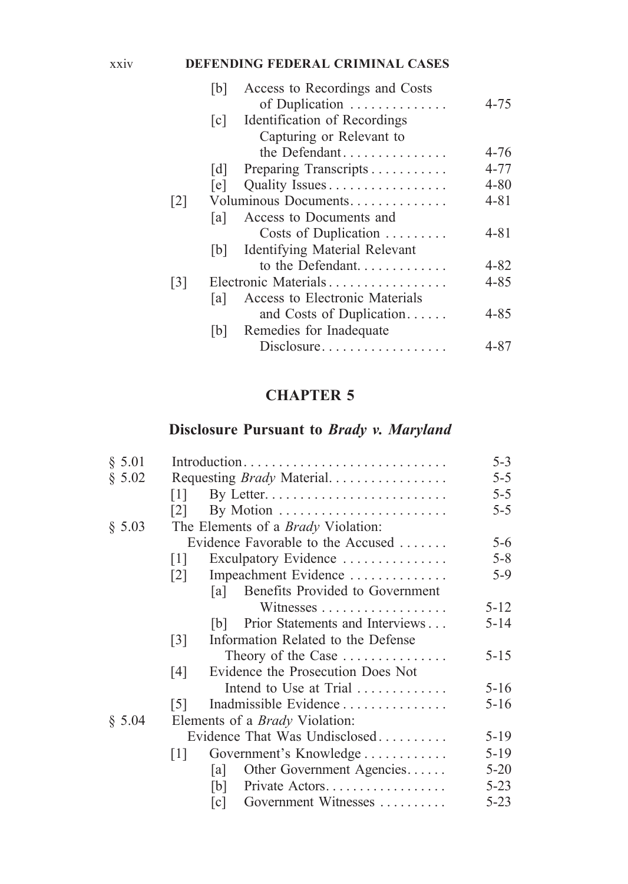| | | |
|---|---|---|
| | [b] Access to Recordings and Costs of Duplication | 4-75 |
| | [c] Identification of Recordings Capturing or Relevant to the Defendant | 4-76 |
| | [d] Preparing Transcripts | 4-77 |
| | [e] Quality Issues | 4-80 |
| | [2] Voluminous Documents | 4-81 |
| | [a] Access to Documents and Costs of Duplication | 4-81 |
| | [b] Identifying Material Relevant to the Defendant | 4-82 |
| | [3] Electronic Materials | 4-85 |
| | [a] Access to Electronic Materials and Costs of Duplication | 4-85 |
| | [b] Remedies for Inadequate Disclosure | 4-87 |

## CHAPTER 5

## Disclosure Pursuant to *Brady v. Maryland*

| | | |
|---|---|---|
| § 5.01 | Introduction | 5-3 |
| § 5.02 | Requesting *Brady* Material | 5-5 |
| | [1] By Letter | 5-5 |
| | [2] By Motion | 5-5 |
| § 5.03 | The Elements of a *Brady* Violation: Evidence Favorable to the Accused | 5-6 |
| | [1] Exculpatory Evidence | 5-8 |
| | [2] Impeachment Evidence | 5-9 |
| | [a] Benefits Provided to Government Witnesses | 5-12 |
| | [b] Prior Statements and Interviews | 5-14 |
| | [3] Information Related to the Defense Theory of the Case | 5-15 |
| | [4] Evidence the Prosecution Does Not Intend to Use at Trial | 5-16 |
| | [5] Inadmissible Evidence | 5-16 |
| § 5.04 | Elements of a *Brady* Violation: Evidence That Was Undisclosed | 5-19 |
| | [1] Government's Knowledge | 5-19 |
| | [a] Other Government Agencies | 5-20 |
| | [b] Private Actors | 5-23 |
| | [c] Government Witnesses | 5-23 |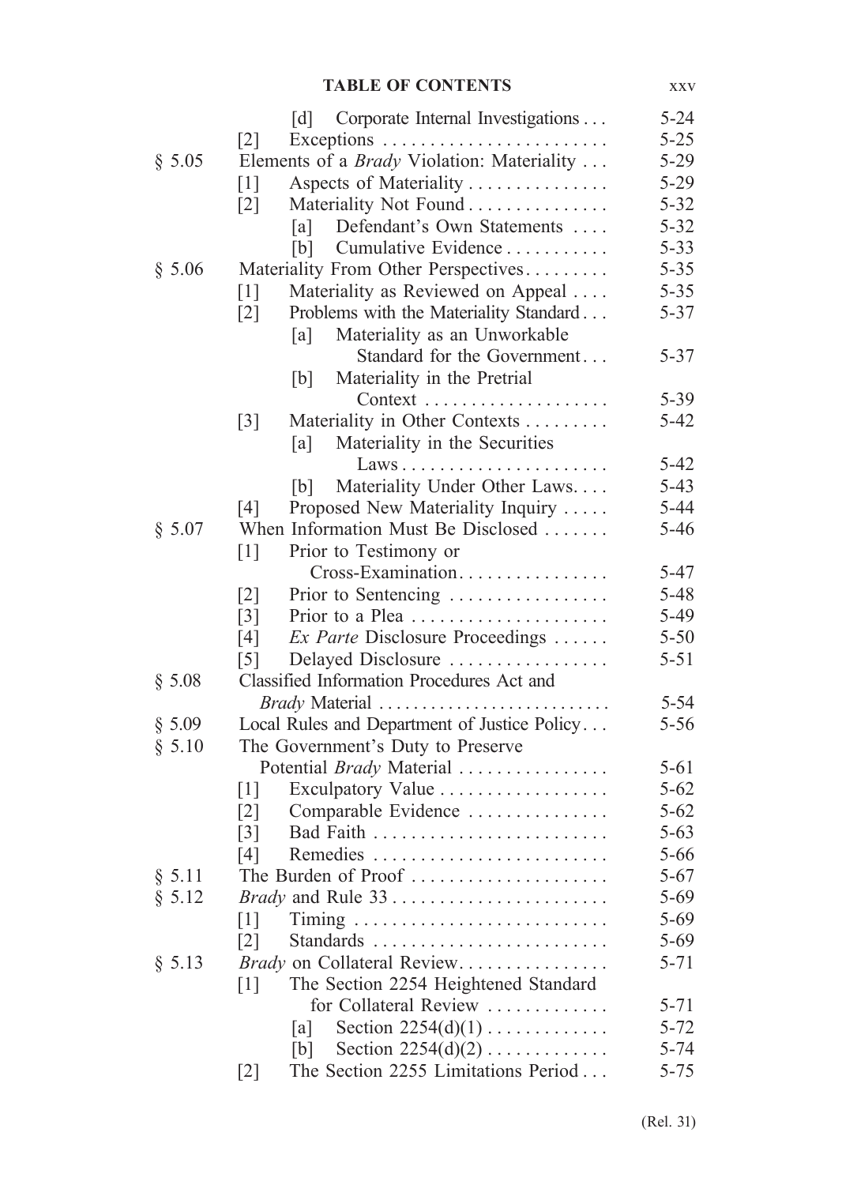| | | |
|---|---|---|
| | [d] Corporate Internal Investigations | 5-24 |
| | [2] Exceptions | 5-25 |
| § 5.05 | Elements of a *Brady* Violation: Materiality | 5-29 |
| | [1] Aspects of Materiality | 5-29 |
| | [2] Materiality Not Found | 5-32 |
| | [a] Defendant's Own Statements | 5-32 |
| | [b] Cumulative Evidence | 5-33 |
| § 5.06 | Materiality From Other Perspectives | 5-35 |
| | [1] Materiality as Reviewed on Appeal | 5-35 |
| | [2] Problems with the Materiality Standard | 5-37 |
| | [a] Materiality as an Unworkable Standard for the Government | 5-37 |
| | [b] Materiality in the Pretrial Context | 5-39 |
| | [3] Materiality in Other Contexts | 5-42 |
| | [a] Materiality in the Securities Laws | 5-42 |
| | [b] Materiality Under Other Laws | 5-43 |
| | [4] Proposed New Materiality Inquiry | 5-44 |
| § 5.07 | When Information Must Be Disclosed | 5-46 |
| | [1] Prior to Testimony or Cross-Examination | 5-47 |
| | [2] Prior to Sentencing | 5-48 |
| | [3] Prior to a Plea | 5-49 |
| | [4] *Ex Parte* Disclosure Proceedings | 5-50 |
| | [5] Delayed Disclosure | 5-51 |
| § 5.08 | Classified Information Procedures Act and *Brady* Material | 5-54 |
| § 5.09 | Local Rules and Department of Justice Policy | 5-56 |
| § 5.10 | The Government's Duty to Preserve Potential *Brady* Material | 5-61 |
| | [1] Exculpatory Value | 5-62 |
| | [2] Comparable Evidence | 5-62 |
| | [3] Bad Faith | 5-63 |
| | [4] Remedies | 5-66 |
| § 5.11 | The Burden of Proof | 5-67 |
| § 5.12 | *Brady* and Rule 33 | 5-69 |
| | [1] Timing | 5-69 |
| | [2] Standards | 5-69 |
| § 5.13 | *Brady* on Collateral Review | 5-71 |
| | [1] The Section 2254 Heightened Standard for Collateral Review | 5-71 |
| | [a] Section 2254(d)(1) | 5-72 |
| | [b] Section 2254(d)(2) | 5-74 |
| | [2] The Section 2255 Limitations Period | 5-75 |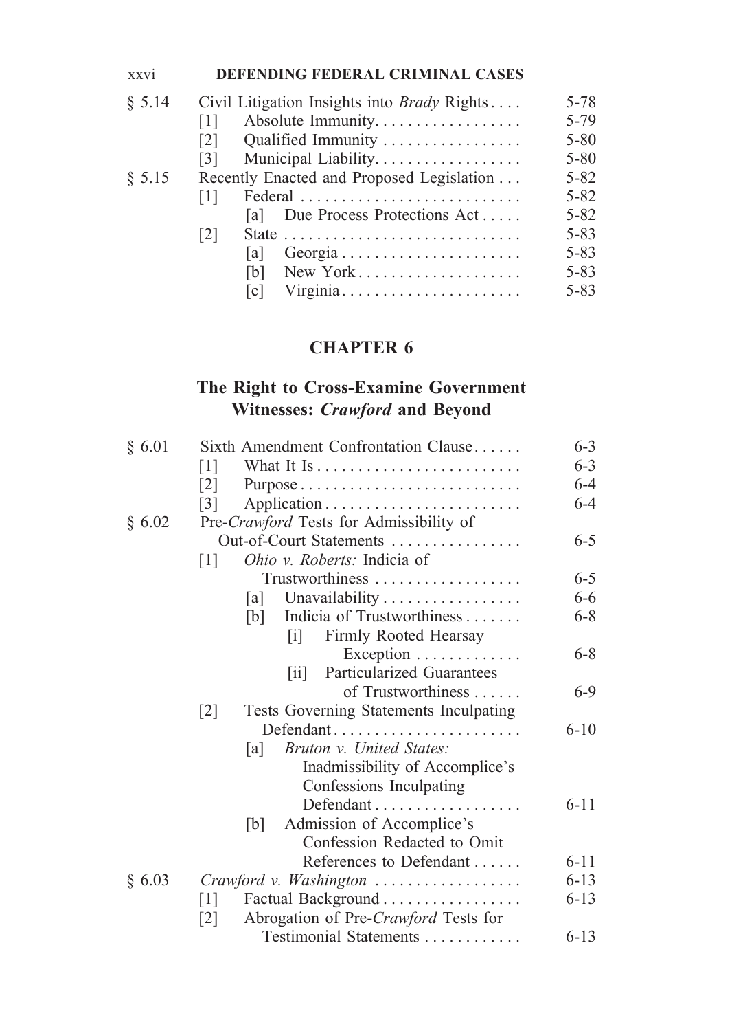| | | |
|---|---|---|
| § 5.14 | Civil Litigation Insights into *Brady* Rights | 5-78 |
| | [1] Absolute Immunity | 5-79 |
| | [2] Qualified Immunity | 5-80 |
| | [3] Municipal Liability | 5-80 |
| § 5.15 | Recently Enacted and Proposed Legislation | 5-82 |
| | [1] Federal | 5-82 |
| | [a] Due Process Protections Act | 5-82 |
| | [2] State | 5-83 |
| | [a] Georgia | 5-83 |
| | [b] New York | 5-83 |
| | [c] Virginia | 5-83 |

## CHAPTER 6

## The Right to Cross-Examine Government Witnesses: *Crawford* and Beyond

| | | |
|---|---|---|
| § 6.01 | Sixth Amendment Confrontation Clause | 6-3 |
| | [1] What It Is | 6-3 |
| | [2] Purpose | 6-4 |
| | [3] Application | 6-4 |
| § 6.02 | Pre-*Crawford* Tests for Admissibility of Out-of-Court Statements | 6-5 |
| | [1] *Ohio v. Roberts:* Indicia of Trustworthiness | 6-5 |
| | [a] Unavailability | 6-6 |
| | [b] Indicia of Trustworthiness | 6-8 |
| | [i] Firmly Rooted Hearsay Exception | 6-8 |
| | [ii] Particularized Guarantees of Trustworthiness | 6-9 |
| | [2] Tests Governing Statements Inculpating Defendant | 6-10 |
| | [a] *Bruton v. United States:* Inadmissibility of Accomplice's Confessions Inculpating Defendant | 6-11 |
| | [b] Admission of Accomplice's Confession Redacted to Omit References to Defendant | 6-11 |
| § 6.03 | *Crawford v. Washington* | 6-13 |
| | [1] Factual Background | 6-13 |
| | [2] Abrogation of Pre-*Crawford* Tests for Testimonial Statements | 6-13 |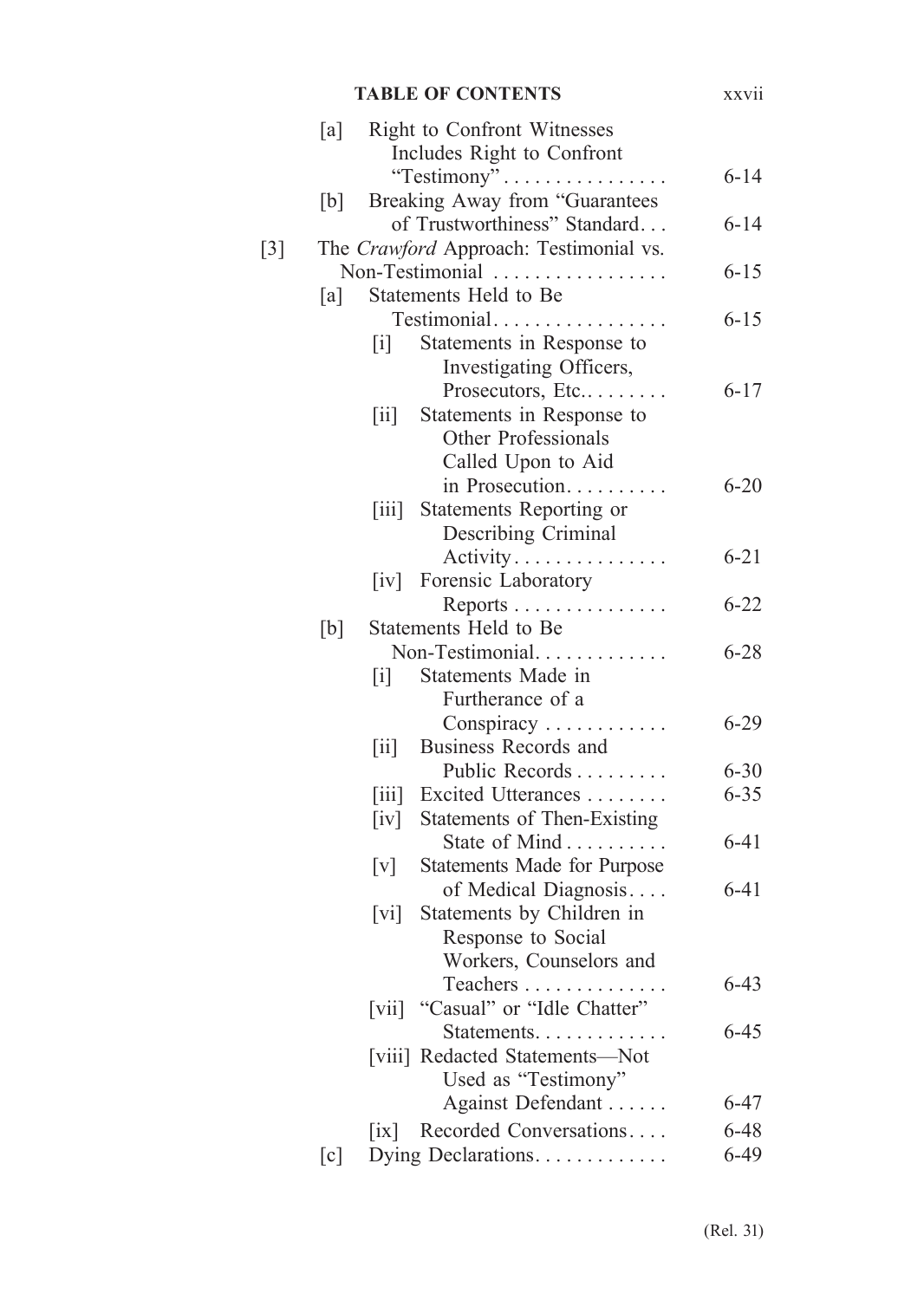| | | |
|---|---|---|
| | [a] Right to Confront Witnesses Includes Right to Confront "Testimony" | 6-14 |
| | [b] Breaking Away from "Guarantees of Trustworthiness" Standard | 6-14 |
| [3] | The *Crawford* Approach: Testimonial vs. Non-Testimonial | 6-15 |
| | [a] Statements Held to Be Testimonial | 6-15 |
| | [i] Statements in Response to Investigating Officers, Prosecutors, Etc. | 6-17 |
| | [ii] Statements in Response to Other Professionals Called Upon to Aid in Prosecution | 6-20 |
| | [iii] Statements Reporting or Describing Criminal Activity | 6-21 |
| | [iv] Forensic Laboratory Reports | 6-22 |
| | [b] Statements Held to Be Non-Testimonial | 6-28 |
| | [i] Statements Made in Furtherance of a Conspiracy | 6-29 |
| | [ii] Business Records and Public Records | 6-30 |
| | [iii] Excited Utterances | 6-35 |
| | [iv] Statements of Then-Existing State of Mind | 6-41 |
| | [v] Statements Made for Purpose of Medical Diagnosis | 6-41 |
| | [vi] Statements by Children in Response to Social Workers, Counselors and Teachers | 6-43 |
| | [vii] "Casual" or "Idle Chatter" Statements | 6-45 |
| | [viii] Redacted Statements—Not Used as "Testimony" Against Defendant | 6-47 |
| | [ix] Recorded Conversations | 6-48 |
| | [c] Dying Declarations | 6-49 |

(Rel. 31)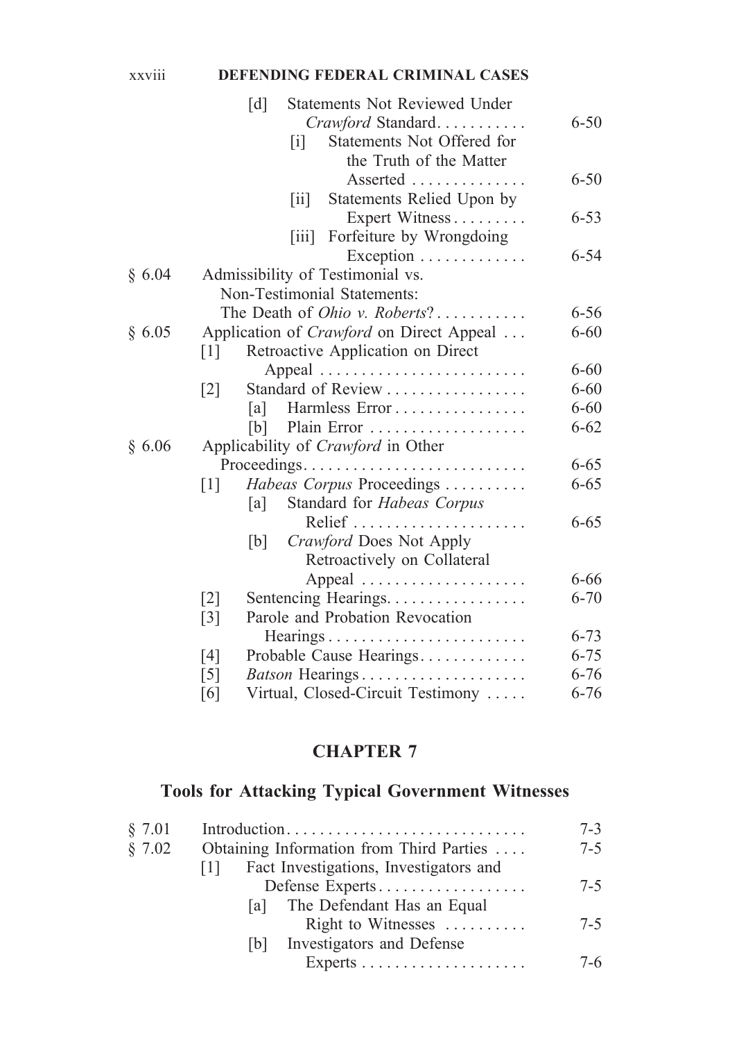| | | |
|---|---|---|
| | [d] Statements Not Reviewed Under *Crawford* Standard. . . . . . . . . . . | 6-50 |
| | [i] Statements Not Offered for the Truth of the Matter Asserted . . . . . . . . . . . . . . | 6-50 |
| | [ii] Statements Relied Upon by Expert Witness . . . . . . . . . | 6-53 |
| | [iii] Forfeiture by Wrongdoing Exception . . . . . . . . . . . . . | 6-54 |
| § 6.04 | Admissibility of Testimonial vs. Non-Testimonial Statements: The Death of *Ohio v. Roberts*? . . . . . . . . . . . | 6-56 |
| § 6.05 | Application of *Crawford* on Direct Appeal . . . | 6-60 |
| | [1] Retroactive Application on Direct Appeal . . . . . . . . . . . . . . . . . . . . . . . . . | 6-60 |
| | [2] Standard of Review . . . . . . . . . . . . . . . . . | 6-60 |
| | [a] Harmless Error . . . . . . . . . . . . . . . . | 6-60 |
| | [b] Plain Error . . . . . . . . . . . . . . . . . . . | 6-62 |
| § 6.06 | Applicability of *Crawford* in Other Proceedings. . . . . . . . . . . . . . . . . . . . . . . . . . . . | 6-65 |
| | [1] *Habeas Corpus* Proceedings . . . . . . . . . . | 6-65 |
| | [a] Standard for *Habeas Corpus* Relief . . . . . . . . . . . . . . . . . . . . . | 6-65 |
| | [b] *Crawford* Does Not Apply Retroactively on Collateral Appeal . . . . . . . . . . . . . . . . . . . . | 6-66 |
| | [2] Sentencing Hearings. . . . . . . . . . . . . . . . . | 6-70 |
| | [3] Parole and Probation Revocation Hearings . . . . . . . . . . . . . . . . . . . . . . . . | 6-73 |
| | [4] Probable Cause Hearings. . . . . . . . . . . . . | 6-75 |
| | [5] *Batson* Hearings . . . . . . . . . . . . . . . . . . . . | 6-76 |
| | [6] Virtual, Closed-Circuit Testimony . . . . . | 6-76 |

# CHAPTER 7

## Tools for Attacking Typical Government Witnesses

| | | |
|---|---|---|
| § 7.01 | Introduction. . . . . . . . . . . . . . . . . . . . . . . . . . . . . | 7-3 |
| § 7.02 | Obtaining Information from Third Parties . . . . | 7-5 |
| | [1] Fact Investigations, Investigators and Defense Experts. . . . . . . . . . . . . . . . . . . | 7-5 |
| | [a] The Defendant Has an Equal Right to Witnesses . . . . . . . . . . | 7-5 |
| | [b] Investigators and Defense Experts . . . . . . . . . . . . . . . . . . . . | 7-6 |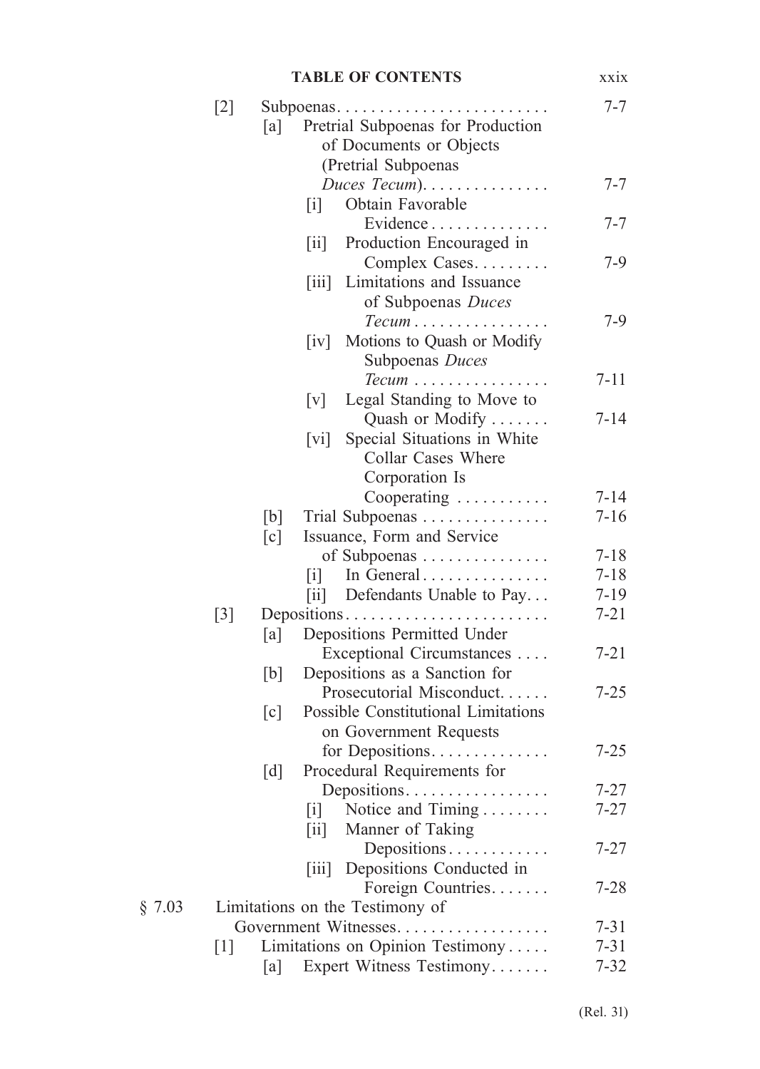| | | | | | |
|---|---|---|---|---|---|
| | [2] | | | Subpoenas | 7-7 |
| | | [a] | | Pretrial Subpoenas for Production of Documents or Objects (Pretrial Subpoenas *Duces Tecum*) | 7-7 |
| | | | [i] | Obtain Favorable Evidence | 7-7 |
| | | | [ii] | Production Encouraged in Complex Cases | 7-9 |
| | | | [iii] | Limitations and Issuance of Subpoenas *Duces Tecum* | 7-9 |
| | | | [iv] | Motions to Quash or Modify Subpoenas *Duces Tecum* | 7-11 |
| | | | [v] | Legal Standing to Move to Quash or Modify | 7-14 |
| | | | [vi] | Special Situations in White Collar Cases Where Corporation Is Cooperating | 7-14 |
| | | [b] | | Trial Subpoenas | 7-16 |
| | | [c] | | Issuance, Form and Service of Subpoenas | 7-18 |
| | | | [i] | In General | 7-18 |
| | | | [ii] | Defendants Unable to Pay | 7-19 |
| | [3] | | | Depositions | 7-21 |
| | | [a] | | Depositions Permitted Under Exceptional Circumstances | 7-21 |
| | | [b] | | Depositions as a Sanction for Prosecutorial Misconduct | 7-25 |
| | | [c] | | Possible Constitutional Limitations on Government Requests for Depositions | 7-25 |
| | | [d] | | Procedural Requirements for Depositions | 7-27 |
| | | | [i] | Notice and Timing | 7-27 |
| | | | [ii] | Manner of Taking Depositions | 7-27 |
| | | | [iii] | Depositions Conducted in Foreign Countries | 7-28 |
| § 7.03 | | | | Limitations on the Testimony of Government Witnesses | 7-31 |
| | [1] | | | Limitations on Opinion Testimony | 7-31 |
| | | [a] | | Expert Witness Testimony | 7-32 |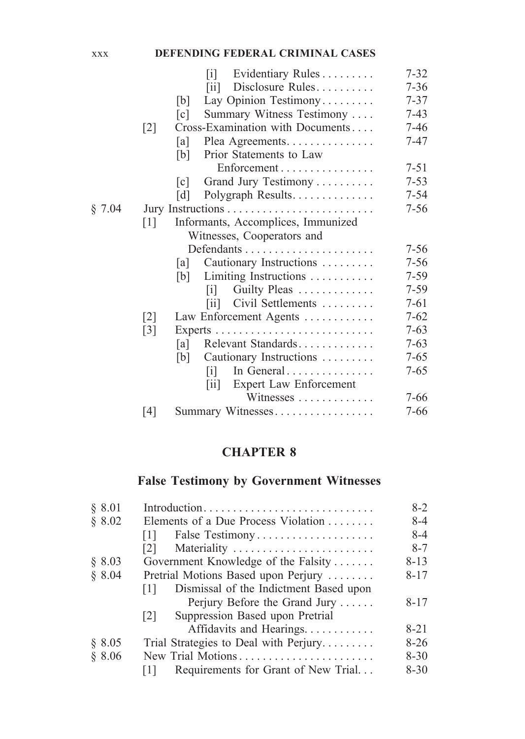| | | | | |
|---|---|---|---|---|
| | | | [i] Evidentiary Rules | 7-32 |
| | | | [ii] Disclosure Rules | 7-36 |
| | | [b] | Lay Opinion Testimony | 7-37 |
| | | [c] | Summary Witness Testimony | 7-43 |
| | [2] | Cross-Examination with Documents | | 7-46 |
| | | [a] | Plea Agreements | 7-47 |
| | | [b] | Prior Statements to Law Enforcement | 7-51 |
| | | [c] | Grand Jury Testimony | 7-53 |
| | | [d] | Polygraph Results | 7-54 |
| § 7.04 | Jury Instructions | | | 7-56 |
| | [1] | Informants, Accomplices, Immunized Witnesses, Cooperators and Defendants | | 7-56 |
| | | [a] | Cautionary Instructions | 7-56 |
| | | [b] | Limiting Instructions | 7-59 |
| | | | [i] Guilty Pleas | 7-59 |
| | | | [ii] Civil Settlements | 7-61 |
| | [2] | Law Enforcement Agents | | 7-62 |
| | [3] | Experts | | 7-63 |
| | | [a] | Relevant Standards | 7-63 |
| | | [b] | Cautionary Instructions | 7-65 |
| | | | [i] In General | 7-65 |
| | | | [ii] Expert Law Enforcement Witnesses | 7-66 |
| | [4] | Summary Witnesses | | 7-66 |

# CHAPTER 8

## False Testimony by Government Witnesses

| | | | |
|---|---|---|---|
| § 8.01 | Introduction | | 8-2 |
| § 8.02 | Elements of a Due Process Violation | | 8-4 |
| | [1] | False Testimony | 8-4 |
| | [2] | Materiality | 8-7 |
| § 8.03 | Government Knowledge of the Falsity | | 8-13 |
| § 8.04 | Pretrial Motions Based upon Perjury | | 8-17 |
| | [1] | Dismissal of the Indictment Based upon Perjury Before the Grand Jury | 8-17 |
| | [2] | Suppression Based upon Pretrial Affidavits and Hearings | 8-21 |
| § 8.05 | Trial Strategies to Deal with Perjury | | 8-26 |
| § 8.06 | New Trial Motions | | 8-30 |
| | [1] | Requirements for Grant of New Trial | 8-30 |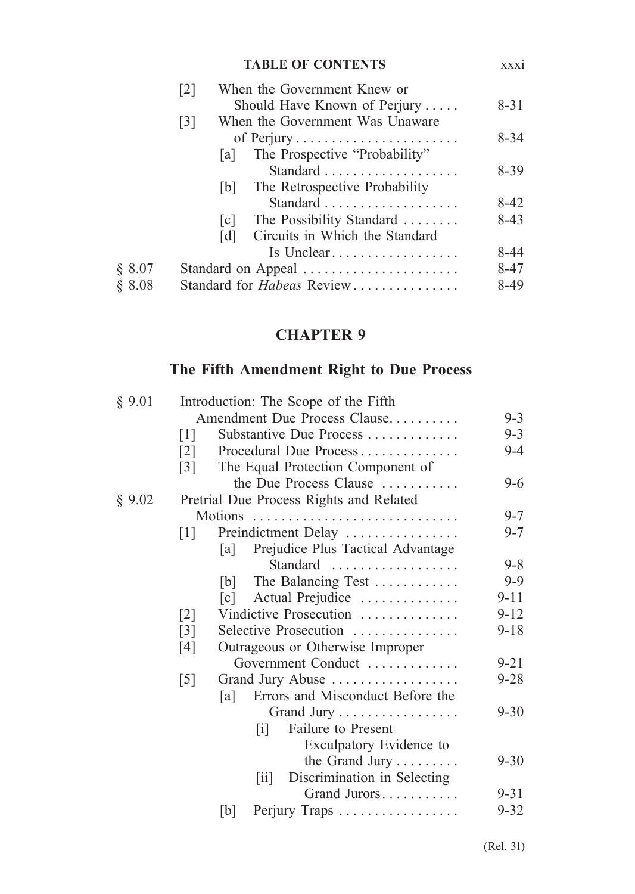| | | |
|---|---|---|
| | [2] When the Government Knew or Should Have Known of Perjury | 8-31 |
| | [3] When the Government Was Unaware of Perjury | 8-34 |
| | [a] The Prospective "Probability" Standard | 8-39 |
| | [b] The Retrospective Probability Standard | 8-42 |
| | [c] The Possibility Standard | 8-43 |
| | [d] Circuits in Which the Standard Is Unclear | 8-44 |
| § 8.07 | Standard on Appeal | 8-47 |
| § 8.08 | Standard for *Habeas* Review | 8-49 |

# CHAPTER 9

## The Fifth Amendment Right to Due Process

| | | |
|---|---|---|
| § 9.01 | Introduction: The Scope of the Fifth Amendment Due Process Clause | 9-3 |
| | [1] Substantive Due Process | 9-3 |
| | [2] Procedural Due Process | 9-4 |
| | [3] The Equal Protection Component of the Due Process Clause | 9-6 |
| § 9.02 | Pretrial Due Process Rights and Related Motions | 9-7 |
| | [1] Preindictment Delay | 9-7 |
| | [a] Prejudice Plus Tactical Advantage Standard | 9-8 |
| | [b] The Balancing Test | 9-9 |
| | [c] Actual Prejudice | 9-11 |
| | [2] Vindictive Prosecution | 9-12 |
| | [3] Selective Prosecution | 9-18 |
| | [4] Outrageous or Otherwise Improper Government Conduct | 9-21 |
| | [5] Grand Jury Abuse | 9-28 |
| | [a] Errors and Misconduct Before the Grand Jury | 9-30 |
| | [i] Failure to Present Exculpatory Evidence to the Grand Jury | 9-30 |
| | [ii] Discrimination in Selecting Grand Jurors | 9-31 |
| | [b] Perjury Traps | 9-32 |

(Rel. 31)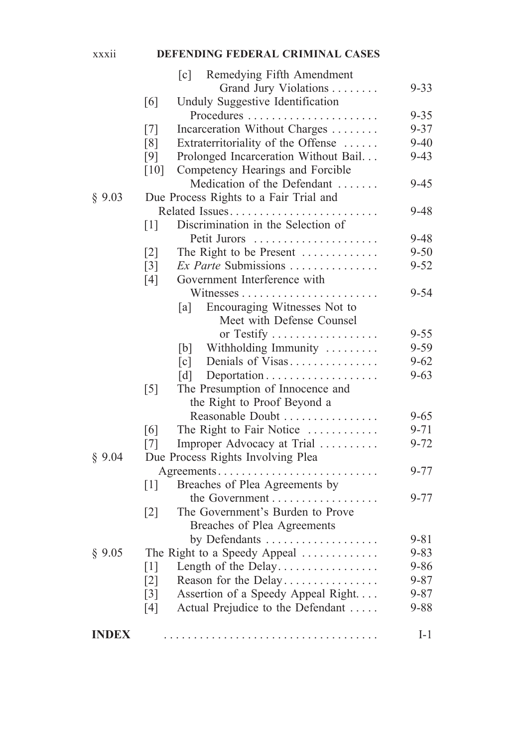| | | |
|---|---|---|
| | [c] Remedying Fifth Amendment Grand Jury Violations | 9-33 |
| | [6] Unduly Suggestive Identification Procedures | 9-35 |
| | [7] Incarceration Without Charges | 9-37 |
| | [8] Extraterritoriality of the Offense | 9-40 |
| | [9] Prolonged Incarceration Without Bail | 9-43 |
| | [10] Competency Hearings and Forcible Medication of the Defendant | 9-45 |
| § 9.03 | Due Process Rights to a Fair Trial and Related Issues | 9-48 |
| | [1] Discrimination in the Selection of Petit Jurors | 9-48 |
| | [2] The Right to be Present | 9-50 |
| | [3] *Ex Parte* Submissions | 9-52 |
| | [4] Government Interference with Witnesses | 9-54 |
| | [a] Encouraging Witnesses Not to Meet with Defense Counsel or Testify | 9-55 |
| | [b] Withholding Immunity | 9-59 |
| | [c] Denials of Visas | 9-62 |
| | [d] Deportation | 9-63 |
| | [5] The Presumption of Innocence and the Right to Proof Beyond a Reasonable Doubt | 9-65 |
| | [6] The Right to Fair Notice | 9-71 |
| | [7] Improper Advocacy at Trial | 9-72 |
| § 9.04 | Due Process Rights Involving Plea Agreements | 9-77 |
| | [1] Breaches of Plea Agreements by the Government | 9-77 |
| | [2] The Government's Burden to Prove Breaches of Plea Agreements by Defendants | 9-81 |
| § 9.05 | The Right to a Speedy Appeal | 9-83 |
| | [1] Length of the Delay | 9-86 |
| | [2] Reason for the Delay | 9-87 |
| | [3] Assertion of a Speedy Appeal Right | 9-87 |
| | [4] Actual Prejudice to the Defendant | 9-88 |
| **INDEX** | | I-1 |